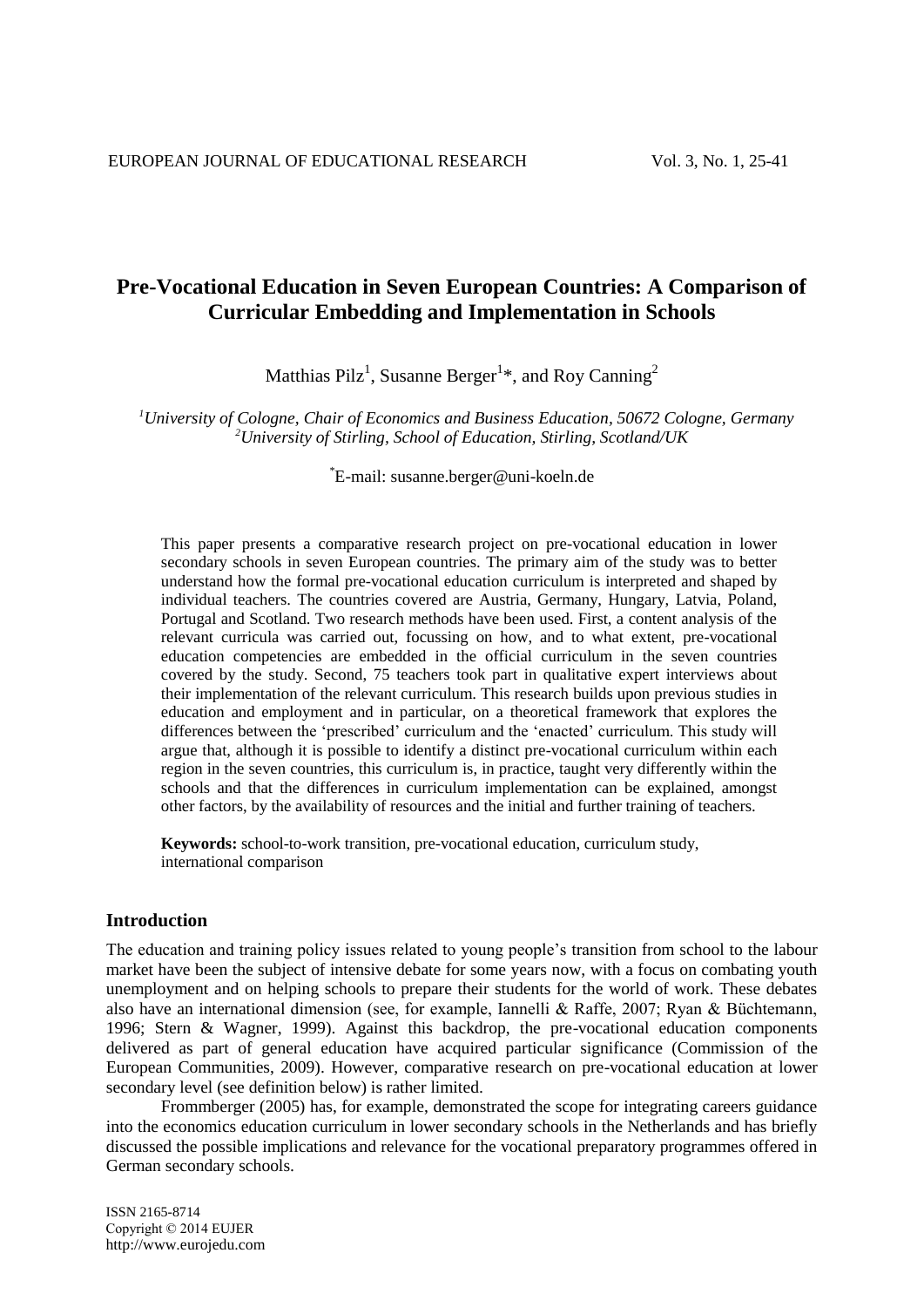# Pre-Vocational Education in Seven European Countries: A Comparison of Curricular Embedding and Implementation in Schools

Matthias Pilz[1], Susanne Berger[1]*, and Roy Canning[2]

[1]*University of Cologne, Chair of Economics and Business Education, 50672 Cologne, Germany*
[2]*University of Stirling, School of Education, Stirling, Scotland/UK*

*E-mail: susanne.berger@uni-koeln.de

This paper presents a comparative research project on pre-vocational education in lower secondary schools in seven European countries. The primary aim of the study was to better understand how the formal pre-vocational education curriculum is interpreted and shaped by individual teachers. The countries covered are Austria, Germany, Hungary, Latvia, Poland, Portugal and Scotland. Two research methods have been used. First, a content analysis of the relevant curricula was carried out, focussing on how, and to what extent, pre-vocational education competencies are embedded in the official curriculum in the seven countries covered by the study. Second, 75 teachers took part in qualitative expert interviews about their implementation of the relevant curriculum. This research builds upon previous studies in education and employment and in particular, on a theoretical framework that explores the differences between the 'prescribed' curriculum and the 'enacted' curriculum. This study will argue that, although it is possible to identify a distinct pre-vocational curriculum within each region in the seven countries, this curriculum is, in practice, taught very differently within the schools and that the differences in curriculum implementation can be explained, amongst other factors, by the availability of resources and the initial and further training of teachers.

**Keywords:** school-to-work transition, pre-vocational education, curriculum study, international comparison

## Introduction

The education and training policy issues related to young people's transition from school to the labour market have been the subject of intensive debate for some years now, with a focus on combating youth unemployment and on helping schools to prepare their students for the world of work. These debates also have an international dimension (see, for example, Iannelli & Raffe, 2007; Ryan & Büchtemann, 1996; Stern & Wagner, 1999). Against this backdrop, the pre-vocational education components delivered as part of general education have acquired particular significance (Commission of the European Communities, 2009). However, comparative research on pre-vocational education at lower secondary level (see definition below) is rather limited.

Frommberger (2005) has, for example, demonstrated the scope for integrating careers guidance into the economics education curriculum in lower secondary schools in the Netherlands and has briefly discussed the possible implications and relevance for the vocational preparatory programmes offered in German secondary schools.

ISSN 2165-8714
Copyright © 2014 EUJER
http://www.eurojedu.com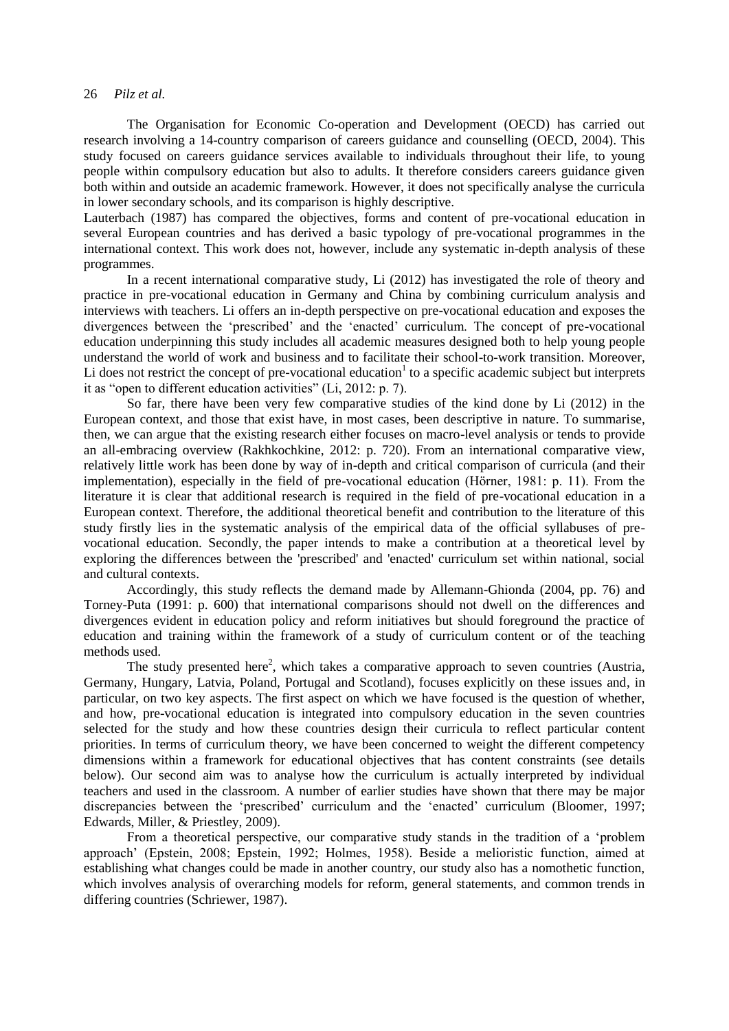The Organisation for Economic Co-operation and Development (OECD) has carried out research involving a 14-country comparison of careers guidance and counselling (OECD, 2004). This study focused on careers guidance services available to individuals throughout their life, to young people within compulsory education but also to adults. It therefore considers careers guidance given both within and outside an academic framework. However, it does not specifically analyse the curricula in lower secondary schools, and its comparison is highly descriptive.

Lauterbach (1987) has compared the objectives, forms and content of pre-vocational education in several European countries and has derived a basic typology of pre-vocational programmes in the international context. This work does not, however, include any systematic in-depth analysis of these programmes.

In a recent international comparative study, Li (2012) has investigated the role of theory and practice in pre-vocational education in Germany and China by combining curriculum analysis and interviews with teachers. Li offers an in-depth perspective on pre-vocational education and exposes the divergences between the 'prescribed' and the 'enacted' curriculum. The concept of pre-vocational education underpinning this study includes all academic measures designed both to help young people understand the world of work and business and to facilitate their school-to-work transition. Moreover, Li does not restrict the concept of pre-vocational education[1] to a specific academic subject but interprets it as "open to different education activities" (Li, 2012: p. 7).

So far, there have been very few comparative studies of the kind done by Li (2012) in the European context, and those that exist have, in most cases, been descriptive in nature. To summarise, then, we can argue that the existing research either focuses on macro-level analysis or tends to provide an all-embracing overview (Rakhkochkine, 2012: p. 720). From an international comparative view, relatively little work has been done by way of in-depth and critical comparison of curricula (and their implementation), especially in the field of pre-vocational education (Hörner, 1981: p. 11). From the literature it is clear that additional research is required in the field of pre-vocational education in a European context. Therefore, the additional theoretical benefit and contribution to the literature of this study firstly lies in the systematic analysis of the empirical data of the official syllabuses of pre-vocational education. Secondly, the paper intends to make a contribution at a theoretical level by exploring the differences between the 'prescribed' and 'enacted' curriculum set within national, social and cultural contexts.

Accordingly, this study reflects the demand made by Allemann-Ghionda (2004, pp. 76) and Torney-Puta (1991: p. 600) that international comparisons should not dwell on the differences and divergences evident in education policy and reform initiatives but should foreground the practice of education and training within the framework of a study of curriculum content or of the teaching methods used.

The study presented here[2], which takes a comparative approach to seven countries (Austria, Germany, Hungary, Latvia, Poland, Portugal and Scotland), focuses explicitly on these issues and, in particular, on two key aspects. The first aspect on which we have focused is the question of whether, and how, pre-vocational education is integrated into compulsory education in the seven countries selected for the study and how these countries design their curricula to reflect particular content priorities. In terms of curriculum theory, we have been concerned to weight the different competency dimensions within a framework for educational objectives that has content constraints (see details below). Our second aim was to analyse how the curriculum is actually interpreted by individual teachers and used in the classroom. A number of earlier studies have shown that there may be major discrepancies between the 'prescribed' curriculum and the 'enacted' curriculum (Bloomer, 1997; Edwards, Miller, & Priestley, 2009).

From a theoretical perspective, our comparative study stands in the tradition of a 'problem approach' (Epstein, 2008; Epstein, 1992; Holmes, 1958). Beside a melioristic function, aimed at establishing what changes could be made in another country, our study also has a nomothetic function, which involves analysis of overarching models for reform, general statements, and common trends in differing countries (Schriewer, 1987).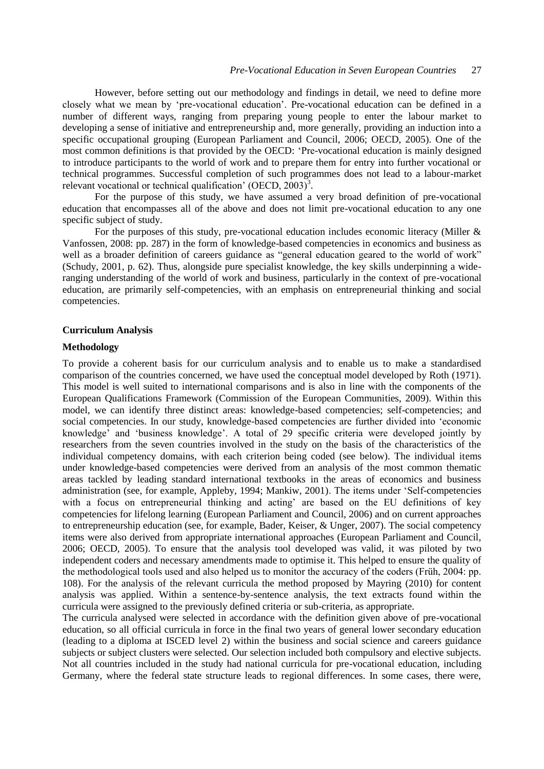However, before setting out our methodology and findings in detail, we need to define more closely what we mean by 'pre-vocational education'. Pre-vocational education can be defined in a number of different ways, ranging from preparing young people to enter the labour market to developing a sense of initiative and entrepreneurship and, more generally, providing an induction into a specific occupational grouping (European Parliament and Council, 2006; OECD, 2005). One of the most common definitions is that provided by the OECD: 'Pre-vocational education is mainly designed to introduce participants to the world of work and to prepare them for entry into further vocational or technical programmes. Successful completion of such programmes does not lead to a labour-market relevant vocational or technical qualification' (OECD, 2003)[3].

For the purpose of this study, we have assumed a very broad definition of pre-vocational education that encompasses all of the above and does not limit pre-vocational education to any one specific subject of study.

For the purposes of this study, pre-vocational education includes economic literacy (Miller & Vanfossen, 2008: pp. 287) in the form of knowledge-based competencies in economics and business as well as a broader definition of careers guidance as "general education geared to the world of work" (Schudy, 2001, p. 62). Thus, alongside pure specialist knowledge, the key skills underpinning a wide-ranging understanding of the world of work and business, particularly in the context of pre-vocational education, are primarily self-competencies, with an emphasis on entrepreneurial thinking and social competencies.

## Curriculum Analysis

### Methodology

To provide a coherent basis for our curriculum analysis and to enable us to make a standardised comparison of the countries concerned, we have used the conceptual model developed by Roth (1971). This model is well suited to international comparisons and is also in line with the components of the European Qualifications Framework (Commission of the European Communities, 2009). Within this model, we can identify three distinct areas: knowledge-based competencies; self-competencies; and social competencies. In our study, knowledge-based competencies are further divided into 'economic knowledge' and 'business knowledge'. A total of 29 specific criteria were developed jointly by researchers from the seven countries involved in the study on the basis of the characteristics of the individual competency domains, with each criterion being coded (see below). The individual items under knowledge-based competencies were derived from an analysis of the most common thematic areas tackled by leading standard international textbooks in the areas of economics and business administration (see, for example, Appleby, 1994; Mankiw, 2001). The items under 'Self-competencies with a focus on entrepreneurial thinking and acting' are based on the EU definitions of key competencies for lifelong learning (European Parliament and Council, 2006) and on current approaches to entrepreneurship education (see, for example, Bader, Keiser, & Unger, 2007). The social competency items were also derived from appropriate international approaches (European Parliament and Council, 2006; OECD, 2005). To ensure that the analysis tool developed was valid, it was piloted by two independent coders and necessary amendments made to optimise it. This helped to ensure the quality of the methodological tools used and also helped us to monitor the accuracy of the coders (Früh, 2004: pp. 108). For the analysis of the relevant curricula the method proposed by Mayring (2010) for content analysis was applied. Within a sentence-by-sentence analysis, the text extracts found within the curricula were assigned to the previously defined criteria or sub-criteria, as appropriate.

The curricula analysed were selected in accordance with the definition given above of pre-vocational education, so all official curricula in force in the final two years of general lower secondary education (leading to a diploma at ISCED level 2) within the business and social science and careers guidance subjects or subject clusters were selected. Our selection included both compulsory and elective subjects. Not all countries included in the study had national curricula for pre-vocational education, including Germany, where the federal state structure leads to regional differences. In some cases, there were,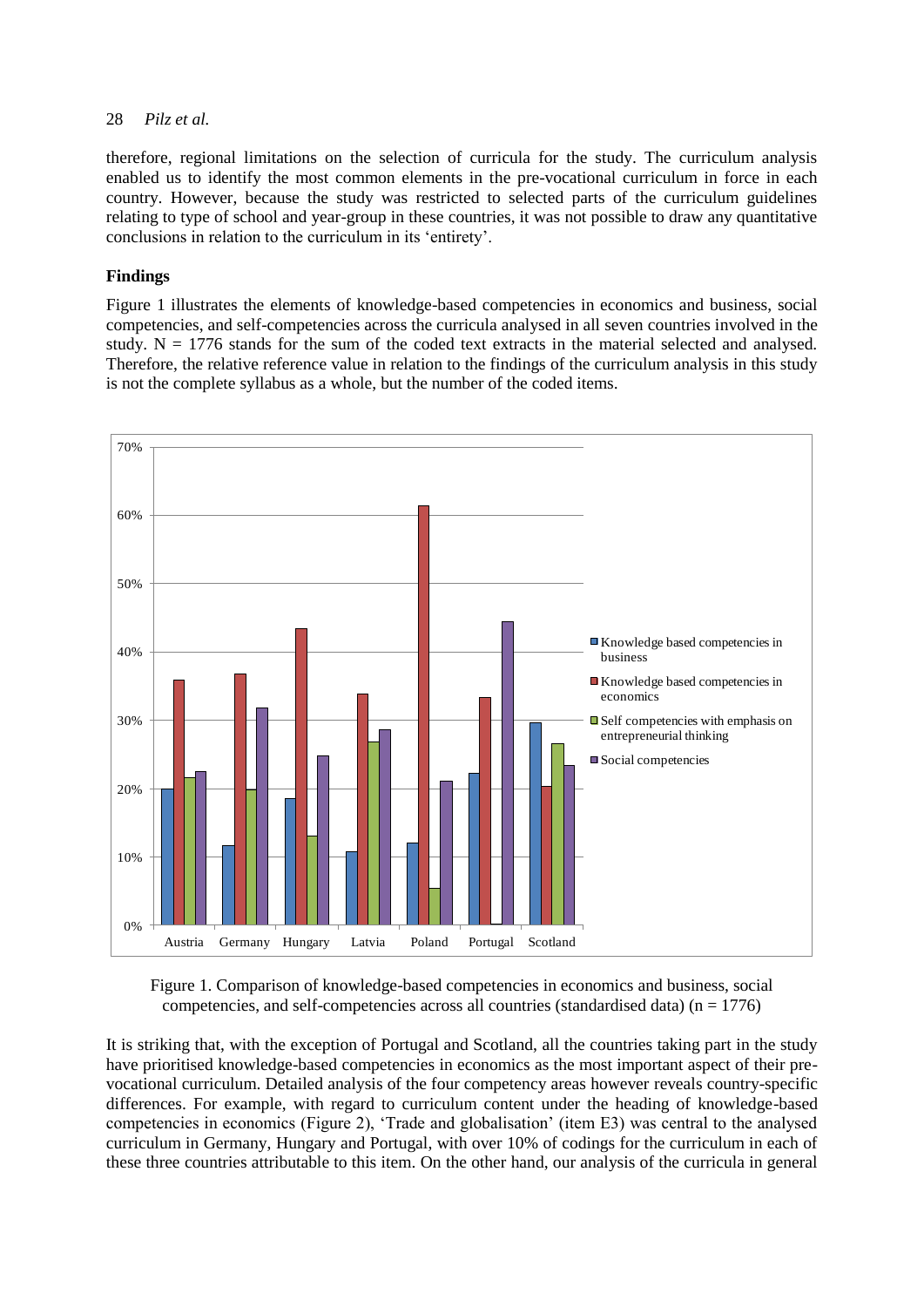therefore, regional limitations on the selection of curricula for the study. The curriculum analysis enabled us to identify the most common elements in the pre-vocational curriculum in force in each country. However, because the study was restricted to selected parts of the curriculum guidelines relating to type of school and year-group in these countries, it was not possible to draw any quantitative conclusions in relation to the curriculum in its 'entirety'.

### Findings

Figure 1 illustrates the elements of knowledge-based competencies in economics and business, social competencies, and self-competencies across the curricula analysed in all seven countries involved in the study. N = 1776 stands for the sum of the coded text extracts in the material selected and analysed. Therefore, the relative reference value in relation to the findings of the curriculum analysis in this study is not the complete syllabus as a whole, but the number of the coded items.

Figure 1. Comparison of knowledge-based competencies in economics and business, social competencies, and self-competencies across all countries (standardised data) (n = 1776)

It is striking that, with the exception of Portugal and Scotland, all the countries taking part in the study have prioritised knowledge-based competencies in economics as the most important aspect of their pre-vocational curriculum. Detailed analysis of the four competency areas however reveals country-specific differences. For example, with regard to curriculum content under the heading of knowledge-based competencies in economics (Figure 2), 'Trade and globalisation' (item E3) was central to the analysed curriculum in Germany, Hungary and Portugal, with over 10% of codings for the curriculum in each of these three countries attributable to this item. On the other hand, our analysis of the curricula in general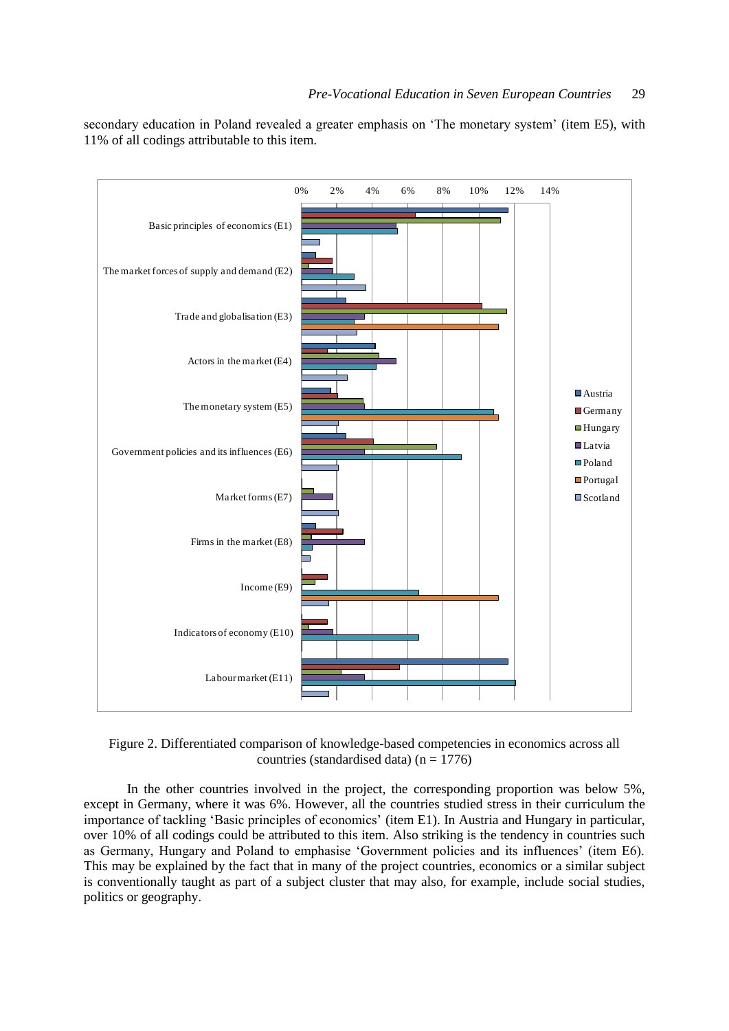secondary education in Poland revealed a greater emphasis on 'The monetary system' (item E5), with 11% of all codings attributable to this item.

Figure 2. Differentiated comparison of knowledge-based competencies in economics across all countries (standardised data) (n = 1776)

In the other countries involved in the project, the corresponding proportion was below 5%, except in Germany, where it was 6%. However, all the countries studied stress in their curriculum the importance of tackling 'Basic principles of economics' (item E1). In Austria and Hungary in particular, over 10% of all codings could be attributed to this item. Also striking is the tendency in countries such as Germany, Hungary and Poland to emphasise 'Government policies and its influences' (item E6). This may be explained by the fact that in many of the project countries, economics or a similar subject is conventionally taught as part of a subject cluster that may also, for example, include social studies, politics or geography.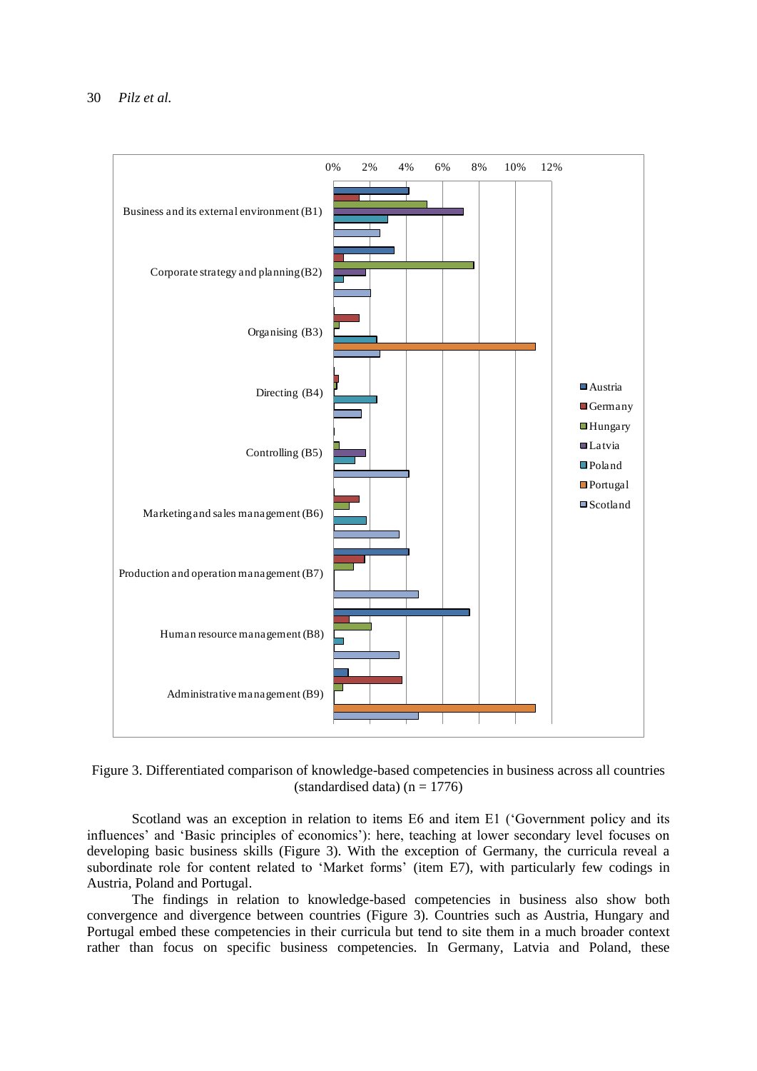Figure 3. Differentiated comparison of knowledge-based competencies in business across all countries (standardised data) (n = 1776)

Scotland was an exception in relation to items E6 and item E1 ('Government policy and its influences' and 'Basic principles of economics'): here, teaching at lower secondary level focuses on developing basic business skills (Figure 3). With the exception of Germany, the curricula reveal a subordinate role for content related to 'Market forms' (item E7), with particularly few codings in Austria, Poland and Portugal.

The findings in relation to knowledge-based competencies in business also show both convergence and divergence between countries (Figure 3). Countries such as Austria, Hungary and Portugal embed these competencies in their curricula but tend to site them in a much broader context rather than focus on specific business competencies. In Germany, Latvia and Poland, these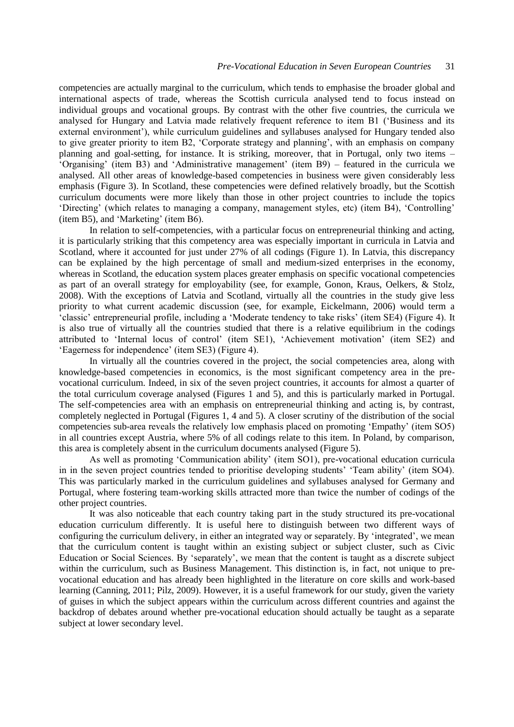competencies are actually marginal to the curriculum, which tends to emphasise the broader global and international aspects of trade, whereas the Scottish curricula analysed tend to focus instead on individual groups and vocational groups. By contrast with the other five countries, the curricula we analysed for Hungary and Latvia made relatively frequent reference to item B1 ('Business and its external environment'), while curriculum guidelines and syllabuses analysed for Hungary tended also to give greater priority to item B2, 'Corporate strategy and planning', with an emphasis on company planning and goal-setting, for instance. It is striking, moreover, that in Portugal, only two items – 'Organising' (item B3) and 'Administrative management' (item B9) – featured in the curricula we analysed. All other areas of knowledge-based competencies in business were given considerably less emphasis (Figure 3). In Scotland, these competencies were defined relatively broadly, but the Scottish curriculum documents were more likely than those in other project countries to include the topics 'Directing' (which relates to managing a company, management styles, etc) (item B4), 'Controlling' (item B5), and 'Marketing' (item B6).

In relation to self-competencies, with a particular focus on entrepreneurial thinking and acting, it is particularly striking that this competency area was especially important in curricula in Latvia and Scotland, where it accounted for just under 27% of all codings (Figure 1). In Latvia, this discrepancy can be explained by the high percentage of small and medium-sized enterprises in the economy, whereas in Scotland, the education system places greater emphasis on specific vocational competencies as part of an overall strategy for employability (see, for example, Gonon, Kraus, Oelkers, & Stolz, 2008). With the exceptions of Latvia and Scotland, virtually all the countries in the study give less priority to what current academic discussion (see, for example, Eickelmann, 2006) would term a 'classic' entrepreneurial profile, including a 'Moderate tendency to take risks' (item SE4) (Figure 4). It is also true of virtually all the countries studied that there is a relative equilibrium in the codings attributed to 'Internal locus of control' (item SE1), 'Achievement motivation' (item SE2) and 'Eagerness for independence' (item SE3) (Figure 4).

In virtually all the countries covered in the project, the social competencies area, along with knowledge-based competencies in economics, is the most significant competency area in the pre-vocational curriculum. Indeed, in six of the seven project countries, it accounts for almost a quarter of the total curriculum coverage analysed (Figures 1 and 5), and this is particularly marked in Portugal. The self-competencies area with an emphasis on entrepreneurial thinking and acting is, by contrast, completely neglected in Portugal (Figures 1, 4 and 5). A closer scrutiny of the distribution of the social competencies sub-area reveals the relatively low emphasis placed on promoting 'Empathy' (item SO5) in all countries except Austria, where 5% of all codings relate to this item. In Poland, by comparison, this area is completely absent in the curriculum documents analysed (Figure 5).

As well as promoting 'Communication ability' (item SO1), pre-vocational education curricula in in the seven project countries tended to prioritise developing students' 'Team ability' (item SO4). This was particularly marked in the curriculum guidelines and syllabuses analysed for Germany and Portugal, where fostering team-working skills attracted more than twice the number of codings of the other project countries.

It was also noticeable that each country taking part in the study structured its pre-vocational education curriculum differently. It is useful here to distinguish between two different ways of configuring the curriculum delivery, in either an integrated way or separately. By 'integrated', we mean that the curriculum content is taught within an existing subject or subject cluster, such as Civic Education or Social Sciences. By 'separately', we mean that the content is taught as a discrete subject within the curriculum, such as Business Management. This distinction is, in fact, not unique to pre-vocational education and has already been highlighted in the literature on core skills and work-based learning (Canning, 2011; Pilz, 2009). However, it is a useful framework for our study, given the variety of guises in which the subject appears within the curriculum across different countries and against the backdrop of debates around whether pre-vocational education should actually be taught as a separate subject at lower secondary level.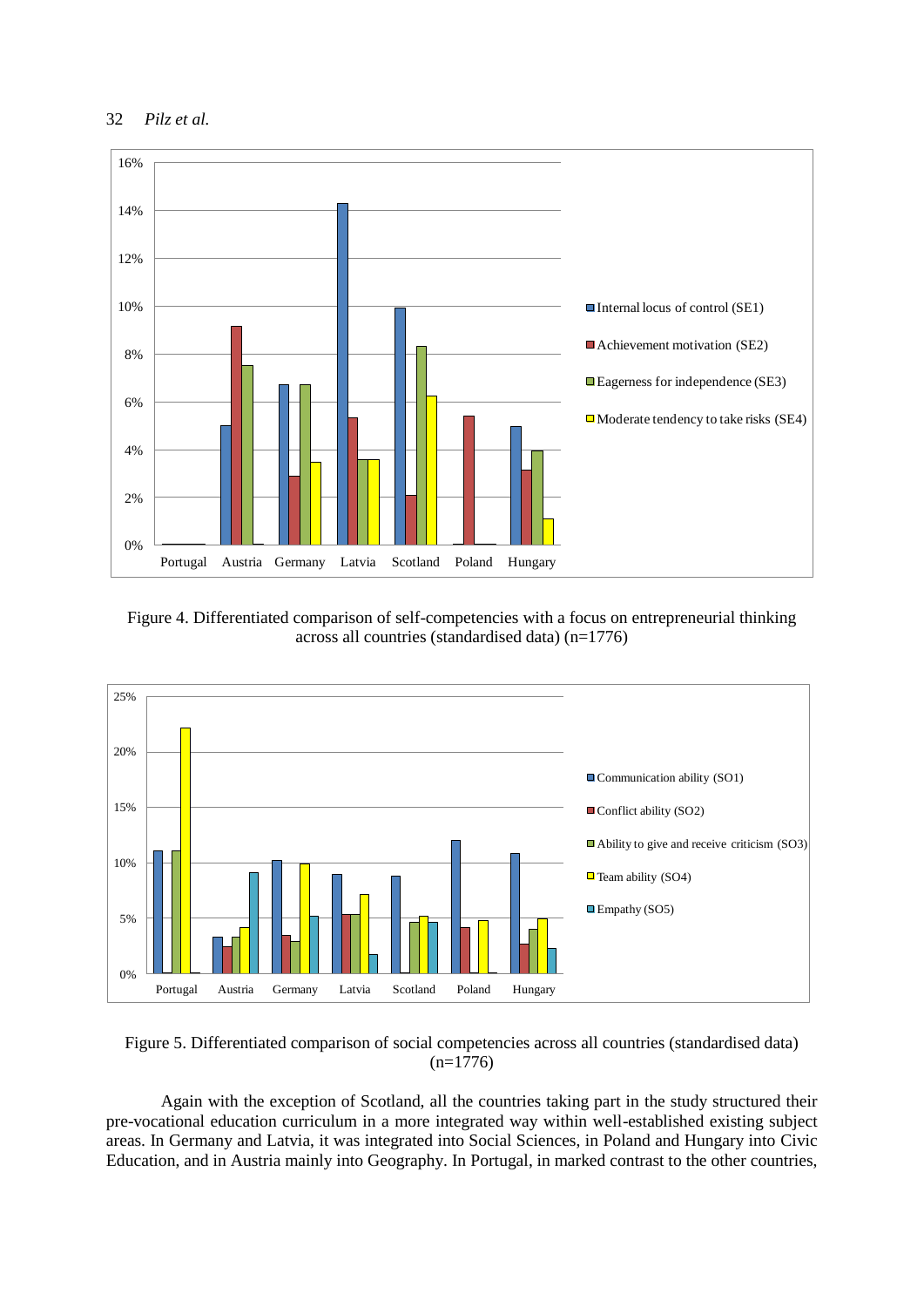Figure 4. Differentiated comparison of self-competencies with a focus on entrepreneurial thinking across all countries (standardised data) (n=1776)

Figure 5. Differentiated comparison of social competencies across all countries (standardised data) (n=1776)

Again with the exception of Scotland, all the countries taking part in the study structured their pre-vocational education curriculum in a more integrated way within well-established existing subject areas. In Germany and Latvia, it was integrated into Social Sciences, in Poland and Hungary into Civic Education, and in Austria mainly into Geography. In Portugal, in marked contrast to the other countries,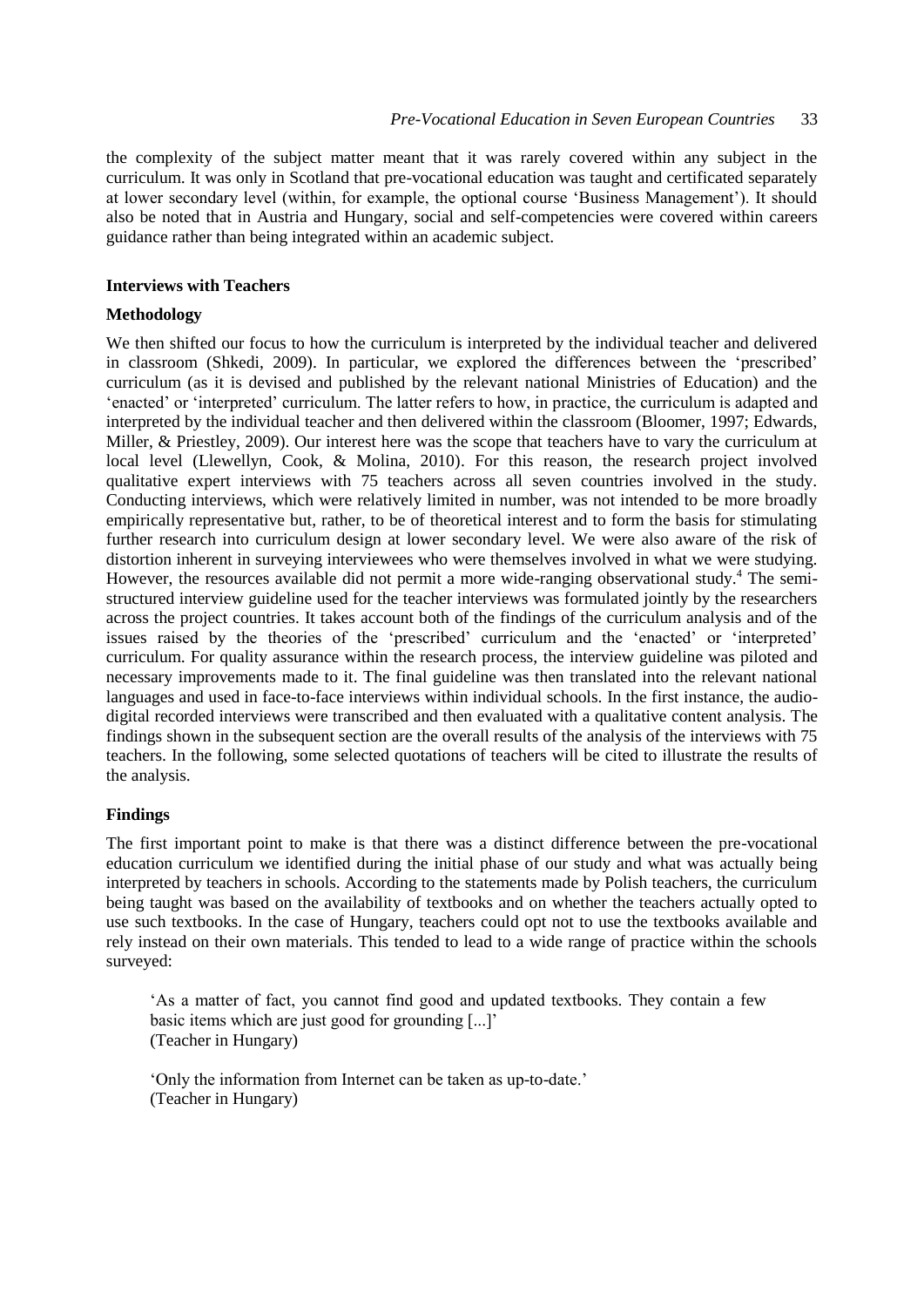the complexity of the subject matter meant that it was rarely covered within any subject in the curriculum. It was only in Scotland that pre-vocational education was taught and certificated separately at lower secondary level (within, for example, the optional course 'Business Management'). It should also be noted that in Austria and Hungary, social and self-competencies were covered within careers guidance rather than being integrated within an academic subject.

## Interviews with Teachers

### Methodology

We then shifted our focus to how the curriculum is interpreted by the individual teacher and delivered in classroom (Shkedi, 2009). In particular, we explored the differences between the 'prescribed' curriculum (as it is devised and published by the relevant national Ministries of Education) and the 'enacted' or 'interpreted' curriculum. The latter refers to how, in practice, the curriculum is adapted and interpreted by the individual teacher and then delivered within the classroom (Bloomer, 1997; Edwards, Miller, & Priestley, 2009). Our interest here was the scope that teachers have to vary the curriculum at local level (Llewellyn, Cook, & Molina, 2010). For this reason, the research project involved qualitative expert interviews with 75 teachers across all seven countries involved in the study. Conducting interviews, which were relatively limited in number, was not intended to be more broadly empirically representative but, rather, to be of theoretical interest and to form the basis for stimulating further research into curriculum design at lower secondary level. We were also aware of the risk of distortion inherent in surveying interviewees who were themselves involved in what we were studying. However, the resources available did not permit a more wide-ranging observational study.[4] The semi-structured interview guideline used for the teacher interviews was formulated jointly by the researchers across the project countries. It takes account both of the findings of the curriculum analysis and of the issues raised by the theories of the 'prescribed' curriculum and the 'enacted' or 'interpreted' curriculum. For quality assurance within the research process, the interview guideline was piloted and necessary improvements made to it. The final guideline was then translated into the relevant national languages and used in face-to-face interviews within individual schools. In the first instance, the audio-digital recorded interviews were transcribed and then evaluated with a qualitative content analysis. The findings shown in the subsequent section are the overall results of the analysis of the interviews with 75 teachers. In the following, some selected quotations of teachers will be cited to illustrate the results of the analysis.

### Findings

The first important point to make is that there was a distinct difference between the pre-vocational education curriculum we identified during the initial phase of our study and what was actually being interpreted by teachers in schools. According to the statements made by Polish teachers, the curriculum being taught was based on the availability of textbooks and on whether the teachers actually opted to use such textbooks. In the case of Hungary, teachers could opt not to use the textbooks available and rely instead on their own materials. This tended to lead to a wide range of practice within the schools surveyed:

> 'As a matter of fact, you cannot find good and updated textbooks. They contain a few basic items which are just good for grounding [...]'
> (Teacher in Hungary)

> 'Only the information from Internet can be taken as up-to-date.'
> (Teacher in Hungary)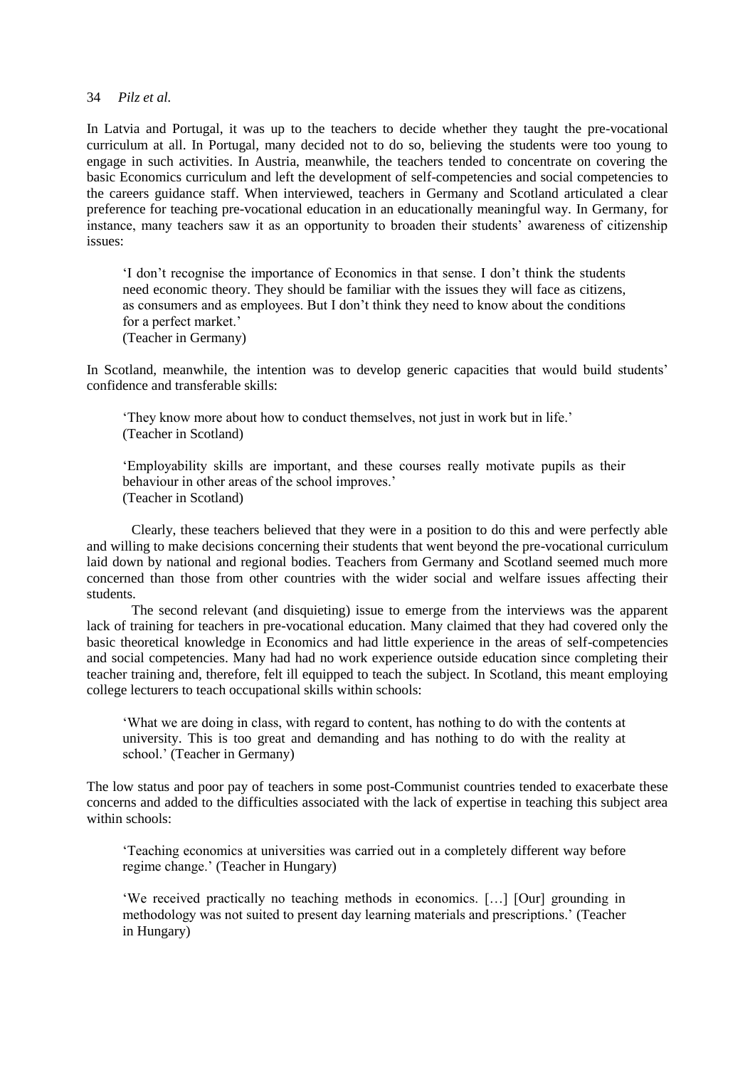In Latvia and Portugal, it was up to the teachers to decide whether they taught the pre-vocational curriculum at all. In Portugal, many decided not to do so, believing the students were too young to engage in such activities. In Austria, meanwhile, the teachers tended to concentrate on covering the basic Economics curriculum and left the development of self-competencies and social competencies to the careers guidance staff. When interviewed, teachers in Germany and Scotland articulated a clear preference for teaching pre-vocational education in an educationally meaningful way. In Germany, for instance, many teachers saw it as an opportunity to broaden their students' awareness of citizenship issues:

> 'I don't recognise the importance of Economics in that sense. I don't think the students need economic theory. They should be familiar with the issues they will face as citizens, as consumers and as employees. But I don't think they need to know about the conditions for a perfect market.'
> (Teacher in Germany)

In Scotland, meanwhile, the intention was to develop generic capacities that would build students' confidence and transferable skills:

> 'They know more about how to conduct themselves, not just in work but in life.'
> (Teacher in Scotland)

> 'Employability skills are important, and these courses really motivate pupils as their behaviour in other areas of the school improves.'
> (Teacher in Scotland)

Clearly, these teachers believed that they were in a position to do this and were perfectly able and willing to make decisions concerning their students that went beyond the pre-vocational curriculum laid down by national and regional bodies. Teachers from Germany and Scotland seemed much more concerned than those from other countries with the wider social and welfare issues affecting their students.

The second relevant (and disquieting) issue to emerge from the interviews was the apparent lack of training for teachers in pre-vocational education. Many claimed that they had covered only the basic theoretical knowledge in Economics and had little experience in the areas of self-competencies and social competencies. Many had had no work experience outside education since completing their teacher training and, therefore, felt ill equipped to teach the subject. In Scotland, this meant employing college lecturers to teach occupational skills within schools:

> 'What we are doing in class, with regard to content, has nothing to do with the contents at university. This is too great and demanding and has nothing to do with the reality at school.' (Teacher in Germany)

The low status and poor pay of teachers in some post-Communist countries tended to exacerbate these concerns and added to the difficulties associated with the lack of expertise in teaching this subject area within schools:

> 'Teaching economics at universities was carried out in a completely different way before regime change.' (Teacher in Hungary)

> 'We received practically no teaching methods in economics. […] [Our] grounding in methodology was not suited to present day learning materials and prescriptions.' (Teacher in Hungary)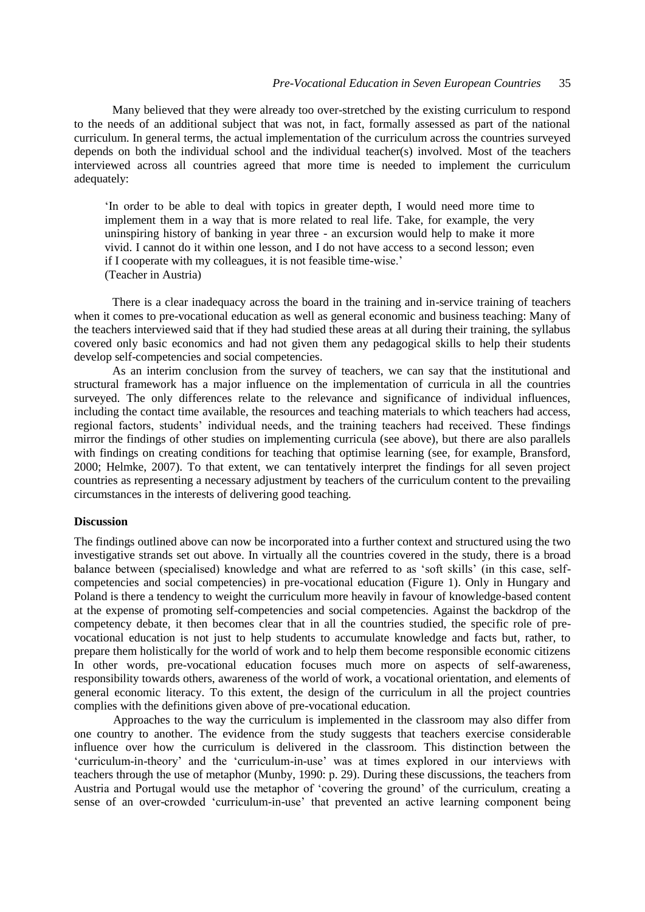Many believed that they were already too over-stretched by the existing curriculum to respond to the needs of an additional subject that was not, in fact, formally assessed as part of the national curriculum. In general terms, the actual implementation of the curriculum across the countries surveyed depends on both the individual school and the individual teacher(s) involved. Most of the teachers interviewed across all countries agreed that more time is needed to implement the curriculum adequately:

> 'In order to be able to deal with topics in greater depth, I would need more time to implement them in a way that is more related to real life. Take, for example, the very uninspiring history of banking in year three - an excursion would help to make it more vivid. I cannot do it within one lesson, and I do not have access to a second lesson; even if I cooperate with my colleagues, it is not feasible time-wise.'
> (Teacher in Austria)

There is a clear inadequacy across the board in the training and in-service training of teachers when it comes to pre-vocational education as well as general economic and business teaching: Many of the teachers interviewed said that if they had studied these areas at all during their training, the syllabus covered only basic economics and had not given them any pedagogical skills to help their students develop self-competencies and social competencies.

As an interim conclusion from the survey of teachers, we can say that the institutional and structural framework has a major influence on the implementation of curricula in all the countries surveyed. The only differences relate to the relevance and significance of individual influences, including the contact time available, the resources and teaching materials to which teachers had access, regional factors, students' individual needs, and the training teachers had received. These findings mirror the findings of other studies on implementing curricula (see above), but there are also parallels with findings on creating conditions for teaching that optimise learning (see, for example, Bransford, 2000; Helmke, 2007). To that extent, we can tentatively interpret the findings for all seven project countries as representing a necessary adjustment by teachers of the curriculum content to the prevailing circumstances in the interests of delivering good teaching.

## Discussion

The findings outlined above can now be incorporated into a further context and structured using the two investigative strands set out above. In virtually all the countries covered in the study, there is a broad balance between (specialised) knowledge and what are referred to as 'soft skills' (in this case, self-competencies and social competencies) in pre-vocational education (Figure 1). Only in Hungary and Poland is there a tendency to weight the curriculum more heavily in favour of knowledge-based content at the expense of promoting self-competencies and social competencies. Against the backdrop of the competency debate, it then becomes clear that in all the countries studied, the specific role of pre-vocational education is not just to help students to accumulate knowledge and facts but, rather, to prepare them holistically for the world of work and to help them become responsible economic citizens In other words, pre-vocational education focuses much more on aspects of self-awareness, responsibility towards others, awareness of the world of work, a vocational orientation, and elements of general economic literacy. To this extent, the design of the curriculum in all the project countries complies with the definitions given above of pre-vocational education.

Approaches to the way the curriculum is implemented in the classroom may also differ from one country to another. The evidence from the study suggests that teachers exercise considerable influence over how the curriculum is delivered in the classroom. This distinction between the 'curriculum-in-theory' and the 'curriculum-in-use' was at times explored in our interviews with teachers through the use of metaphor (Munby, 1990: p. 29). During these discussions, the teachers from Austria and Portugal would use the metaphor of 'covering the ground' of the curriculum, creating a sense of an over-crowded 'curriculum-in-use' that prevented an active learning component being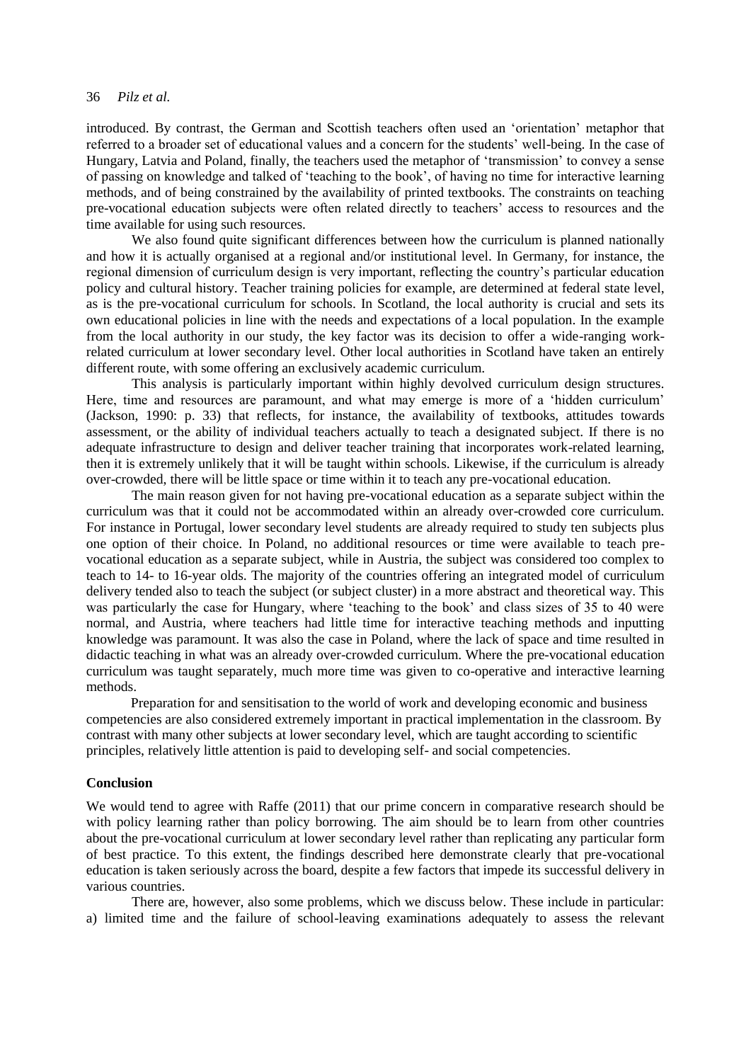introduced. By contrast, the German and Scottish teachers often used an 'orientation' metaphor that referred to a broader set of educational values and a concern for the students' well-being. In the case of Hungary, Latvia and Poland, finally, the teachers used the metaphor of 'transmission' to convey a sense of passing on knowledge and talked of 'teaching to the book', of having no time for interactive learning methods, and of being constrained by the availability of printed textbooks. The constraints on teaching pre-vocational education subjects were often related directly to teachers' access to resources and the time available for using such resources.

We also found quite significant differences between how the curriculum is planned nationally and how it is actually organised at a regional and/or institutional level. In Germany, for instance, the regional dimension of curriculum design is very important, reflecting the country's particular education policy and cultural history. Teacher training policies for example, are determined at federal state level, as is the pre-vocational curriculum for schools. In Scotland, the local authority is crucial and sets its own educational policies in line with the needs and expectations of a local population. In the example from the local authority in our study, the key factor was its decision to offer a wide-ranging work-related curriculum at lower secondary level. Other local authorities in Scotland have taken an entirely different route, with some offering an exclusively academic curriculum.

This analysis is particularly important within highly devolved curriculum design structures. Here, time and resources are paramount, and what may emerge is more of a 'hidden curriculum' (Jackson, 1990: p. 33) that reflects, for instance, the availability of textbooks, attitudes towards assessment, or the ability of individual teachers actually to teach a designated subject. If there is no adequate infrastructure to design and deliver teacher training that incorporates work-related learning, then it is extremely unlikely that it will be taught within schools. Likewise, if the curriculum is already over-crowded, there will be little space or time within it to teach any pre-vocational education.

The main reason given for not having pre-vocational education as a separate subject within the curriculum was that it could not be accommodated within an already over-crowded core curriculum. For instance in Portugal, lower secondary level students are already required to study ten subjects plus one option of their choice. In Poland, no additional resources or time were available to teach pre-vocational education as a separate subject, while in Austria, the subject was considered too complex to teach to 14- to 16-year olds. The majority of the countries offering an integrated model of curriculum delivery tended also to teach the subject (or subject cluster) in a more abstract and theoretical way. This was particularly the case for Hungary, where 'teaching to the book' and class sizes of 35 to 40 were normal, and Austria, where teachers had little time for interactive teaching methods and inputting knowledge was paramount. It was also the case in Poland, where the lack of space and time resulted in didactic teaching in what was an already over-crowded curriculum. Where the pre-vocational education curriculum was taught separately, much more time was given to co-operative and interactive learning methods.

Preparation for and sensitisation to the world of work and developing economic and business competencies are also considered extremely important in practical implementation in the classroom. By contrast with many other subjects at lower secondary level, which are taught according to scientific principles, relatively little attention is paid to developing self- and social competencies.

## Conclusion

We would tend to agree with Raffe (2011) that our prime concern in comparative research should be with policy learning rather than policy borrowing. The aim should be to learn from other countries about the pre-vocational curriculum at lower secondary level rather than replicating any particular form of best practice. To this extent, the findings described here demonstrate clearly that pre-vocational education is taken seriously across the board, despite a few factors that impede its successful delivery in various countries.

There are, however, also some problems, which we discuss below. These include in particular: a) limited time and the failure of school-leaving examinations adequately to assess the relevant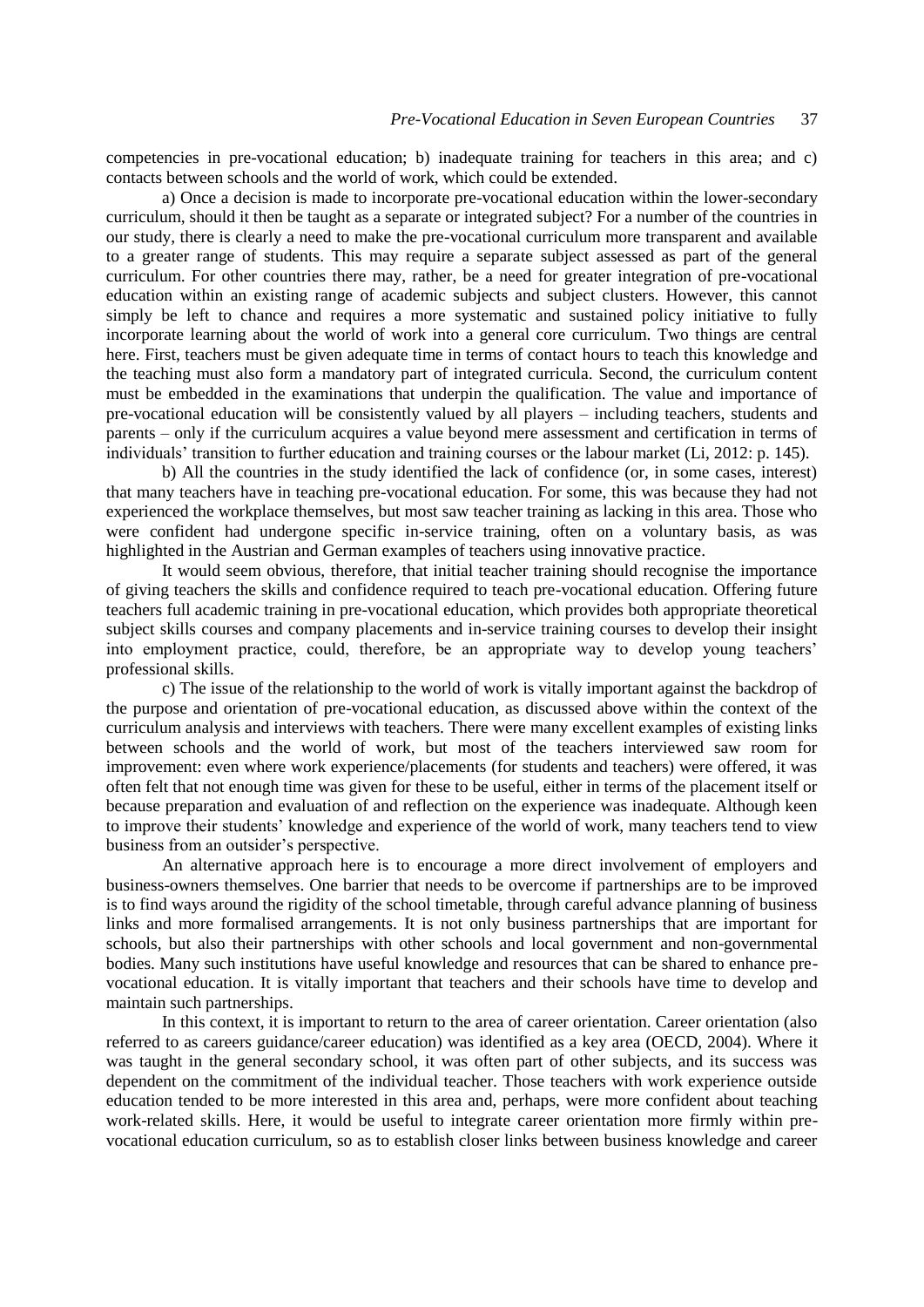competencies in pre-vocational education; b) inadequate training for teachers in this area; and c) contacts between schools and the world of work, which could be extended.

a) Once a decision is made to incorporate pre-vocational education within the lower-secondary curriculum, should it then be taught as a separate or integrated subject? For a number of the countries in our study, there is clearly a need to make the pre-vocational curriculum more transparent and available to a greater range of students. This may require a separate subject assessed as part of the general curriculum. For other countries there may, rather, be a need for greater integration of pre-vocational education within an existing range of academic subjects and subject clusters. However, this cannot simply be left to chance and requires a more systematic and sustained policy initiative to fully incorporate learning about the world of work into a general core curriculum. Two things are central here. First, teachers must be given adequate time in terms of contact hours to teach this knowledge and the teaching must also form a mandatory part of integrated curricula. Second, the curriculum content must be embedded in the examinations that underpin the qualification. The value and importance of pre-vocational education will be consistently valued by all players – including teachers, students and parents – only if the curriculum acquires a value beyond mere assessment and certification in terms of individuals' transition to further education and training courses or the labour market (Li, 2012: p. 145).

b) All the countries in the study identified the lack of confidence (or, in some cases, interest) that many teachers have in teaching pre-vocational education. For some, this was because they had not experienced the workplace themselves, but most saw teacher training as lacking in this area. Those who were confident had undergone specific in-service training, often on a voluntary basis, as was highlighted in the Austrian and German examples of teachers using innovative practice.

It would seem obvious, therefore, that initial teacher training should recognise the importance of giving teachers the skills and confidence required to teach pre-vocational education. Offering future teachers full academic training in pre-vocational education, which provides both appropriate theoretical subject skills courses and company placements and in-service training courses to develop their insight into employment practice, could, therefore, be an appropriate way to develop young teachers' professional skills.

c) The issue of the relationship to the world of work is vitally important against the backdrop of the purpose and orientation of pre-vocational education, as discussed above within the context of the curriculum analysis and interviews with teachers. There were many excellent examples of existing links between schools and the world of work, but most of the teachers interviewed saw room for improvement: even where work experience/placements (for students and teachers) were offered, it was often felt that not enough time was given for these to be useful, either in terms of the placement itself or because preparation and evaluation of and reflection on the experience was inadequate. Although keen to improve their students' knowledge and experience of the world of work, many teachers tend to view business from an outsider's perspective.

An alternative approach here is to encourage a more direct involvement of employers and business-owners themselves. One barrier that needs to be overcome if partnerships are to be improved is to find ways around the rigidity of the school timetable, through careful advance planning of business links and more formalised arrangements. It is not only business partnerships that are important for schools, but also their partnerships with other schools and local government and non-governmental bodies. Many such institutions have useful knowledge and resources that can be shared to enhance pre-vocational education. It is vitally important that teachers and their schools have time to develop and maintain such partnerships.

In this context, it is important to return to the area of career orientation. Career orientation (also referred to as careers guidance/career education) was identified as a key area (OECD, 2004). Where it was taught in the general secondary school, it was often part of other subjects, and its success was dependent on the commitment of the individual teacher. Those teachers with work experience outside education tended to be more interested in this area and, perhaps, were more confident about teaching work-related skills. Here, it would be useful to integrate career orientation more firmly within pre-vocational education curriculum, so as to establish closer links between business knowledge and career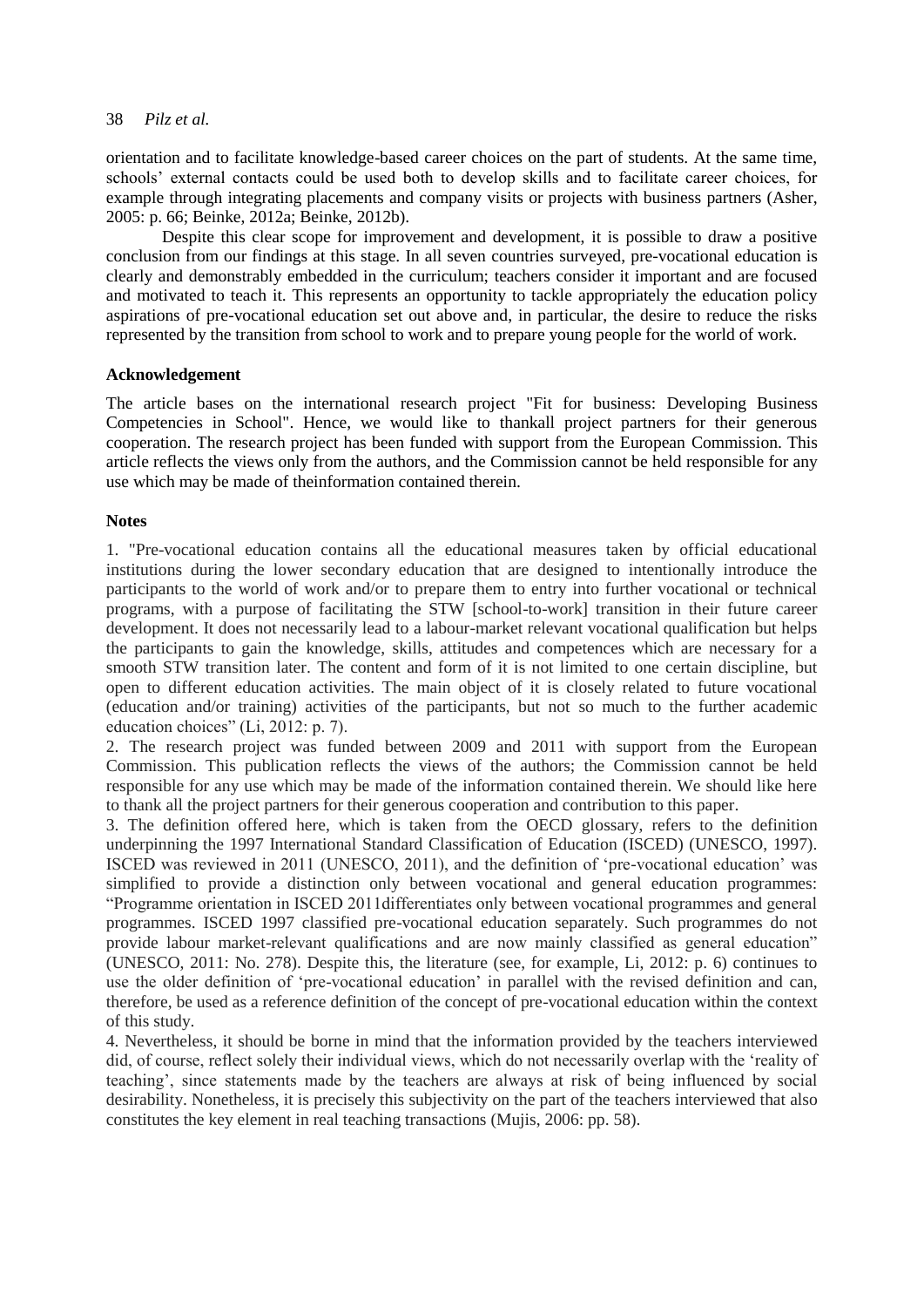orientation and to facilitate knowledge-based career choices on the part of students. At the same time, schools' external contacts could be used both to develop skills and to facilitate career choices, for example through integrating placements and company visits or projects with business partners (Asher, 2005: p. 66; Beinke, 2012a; Beinke, 2012b).

Despite this clear scope for improvement and development, it is possible to draw a positive conclusion from our findings at this stage. In all seven countries surveyed, pre-vocational education is clearly and demonstrably embedded in the curriculum; teachers consider it important and are focused and motivated to teach it. This represents an opportunity to tackle appropriately the education policy aspirations of pre-vocational education set out above and, in particular, the desire to reduce the risks represented by the transition from school to work and to prepare young people for the world of work.

**Acknowledgement**

The article bases on the international research project "Fit for business: Developing Business Competencies in School". Hence, we would like to thankall project partners for their generous cooperation. The research project has been funded with support from the European Commission. This article reflects the views only from the authors, and the Commission cannot be held responsible for any use which may be made of theinformation contained therein.

**Notes**

1. "Pre-vocational education contains all the educational measures taken by official educational institutions during the lower secondary education that are designed to intentionally introduce the participants to the world of work and/or to prepare them to entry into further vocational or technical programs, with a purpose of facilitating the STW [school-to-work] transition in their future career development. It does not necessarily lead to a labour-market relevant vocational qualification but helps the participants to gain the knowledge, skills, attitudes and competences which are necessary for a smooth STW transition later. The content and form of it is not limited to one certain discipline, but open to different education activities. The main object of it is closely related to future vocational (education and/or training) activities of the participants, but not so much to the further academic education choices" (Li, 2012: p. 7).

2. The research project was funded between 2009 and 2011 with support from the European Commission. This publication reflects the views of the authors; the Commission cannot be held responsible for any use which may be made of the information contained therein. We should like here to thank all the project partners for their generous cooperation and contribution to this paper.

3. The definition offered here, which is taken from the OECD glossary, refers to the definition underpinning the 1997 International Standard Classification of Education (ISCED) (UNESCO, 1997). ISCED was reviewed in 2011 (UNESCO, 2011), and the definition of 'pre-vocational education' was simplified to provide a distinction only between vocational and general education programmes: "Programme orientation in ISCED 2011differentiates only between vocational programmes and general programmes. ISCED 1997 classified pre-vocational education separately. Such programmes do not provide labour market-relevant qualifications and are now mainly classified as general education" (UNESCO, 2011: No. 278). Despite this, the literature (see, for example, Li, 2012: p. 6) continues to use the older definition of 'pre-vocational education' in parallel with the revised definition and can, therefore, be used as a reference definition of the concept of pre-vocational education within the context of this study.

4. Nevertheless, it should be borne in mind that the information provided by the teachers interviewed did, of course, reflect solely their individual views, which do not necessarily overlap with the 'reality of teaching', since statements made by the teachers are always at risk of being influenced by social desirability. Nonetheless, it is precisely this subjectivity on the part of the teachers interviewed that also constitutes the key element in real teaching transactions (Mujis, 2006: pp. 58).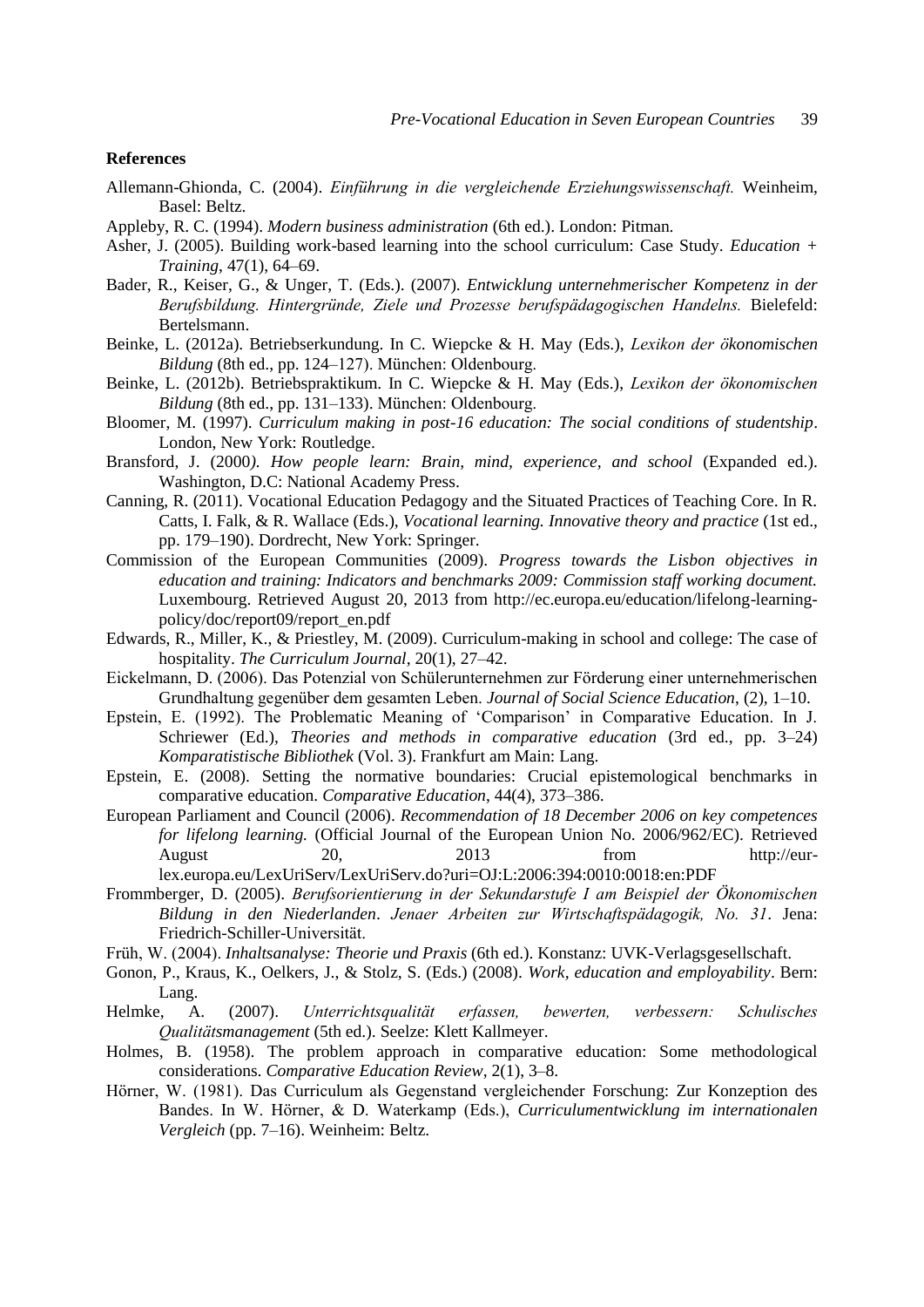**References**

Allemann-Ghionda, C. (2004). *Einführung in die vergleichende Erziehungswissenschaft.* Weinheim, Basel: Beltz.

Appleby, R. C. (1994). *Modern business administration* (6th ed.). London: Pitman.

Asher, J. (2005). Building work-based learning into the school curriculum: Case Study. *Education + Training*, 47(1), 64–69.

Bader, R., Keiser, G., & Unger, T. (Eds.). (2007). *Entwicklung unternehmerischer Kompetenz in der Berufsbildung. Hintergründe, Ziele und Prozesse berufspädagogischen Handelns.* Bielefeld: Bertelsmann.

Beinke, L. (2012a). Betriebserkundung. In C. Wiepcke & H. May (Eds.), *Lexikon der ökonomischen Bildung* (8th ed., pp. 124–127). München: Oldenbourg.

Beinke, L. (2012b). Betriebspraktikum. In C. Wiepcke & H. May (Eds.), *Lexikon der ökonomischen Bildung* (8th ed., pp. 131–133). München: Oldenbourg.

Bloomer, M. (1997). *Curriculum making in post-16 education: The social conditions of studentship*. London, New York: Routledge.

Bransford, J. (2000). *How people learn: Brain, mind, experience, and school* (Expanded ed.). Washington, D.C: National Academy Press.

Canning, R. (2011). Vocational Education Pedagogy and the Situated Practices of Teaching Core. In R. Catts, I. Falk, & R. Wallace (Eds.), *Vocational learning. Innovative theory and practice* (1st ed., pp. 179–190). Dordrecht, New York: Springer.

Commission of the European Communities (2009). *Progress towards the Lisbon objectives in education and training: Indicators and benchmarks 2009: Commission staff working document.* Luxembourg. Retrieved August 20, 2013 from http://ec.europa.eu/education/lifelong-learning-policy/doc/report09/report_en.pdf

Edwards, R., Miller, K., & Priestley, M. (2009). Curriculum-making in school and college: The case of hospitality. *The Curriculum Journal*, 20(1), 27–42.

Eickelmann, D. (2006). Das Potenzial von Schülerunternehmen zur Förderung einer unternehmerischen Grundhaltung gegenüber dem gesamten Leben. *Journal of Social Science Education*, (2), 1–10.

Epstein, E. (1992). The Problematic Meaning of 'Comparison' in Comparative Education. In J. Schriewer (Ed.), *Theories and methods in comparative education* (3rd ed., pp. 3–24) *Komparatistische Bibliothek* (Vol. 3). Frankfurt am Main: Lang.

Epstein, E. (2008). Setting the normative boundaries: Crucial epistemological benchmarks in comparative education. *Comparative Education*, 44(4), 373–386.

European Parliament and Council (2006). *Recommendation of 18 December 2006 on key competences for lifelong learning.* (Official Journal of the European Union No. 2006/962/EC). Retrieved August 20, 2013 from http://eur-lex.europa.eu/LexUriServ/LexUriServ.do?uri=OJ:L:2006:394:0010:0018:en:PDF

Frommberger, D. (2005). *Berufsorientierung in der Sekundarstufe I am Beispiel der Ökonomischen Bildung in den Niederlanden*. *Jenaer Arbeiten zur Wirtschaftspädagogik, No. 31*. Jena: Friedrich-Schiller-Universität.

Früh, W. (2004). *Inhaltsanalyse: Theorie und Praxis* (6th ed.). Konstanz: UVK-Verlagsgesellschaft.

Gonon, P., Kraus, K., Oelkers, J., & Stolz, S. (Eds.) (2008). *Work, education and employability*. Bern: Lang.

Helmke, A. (2007). *Unterrichtsqualität erfassen, bewerten, verbessern: Schulisches Qualitätsmanagement* (5th ed.). Seelze: Klett Kallmeyer.

Holmes, B. (1958). The problem approach in comparative education: Some methodological considerations. *Comparative Education Review*, 2(1), 3–8.

Hörner, W. (1981). Das Curriculum als Gegenstand vergleichender Forschung: Zur Konzeption des Bandes. In W. Hörner, & D. Waterkamp (Eds.), *Curriculumentwicklung im internationalen Vergleich* (pp. 7–16). Weinheim: Beltz.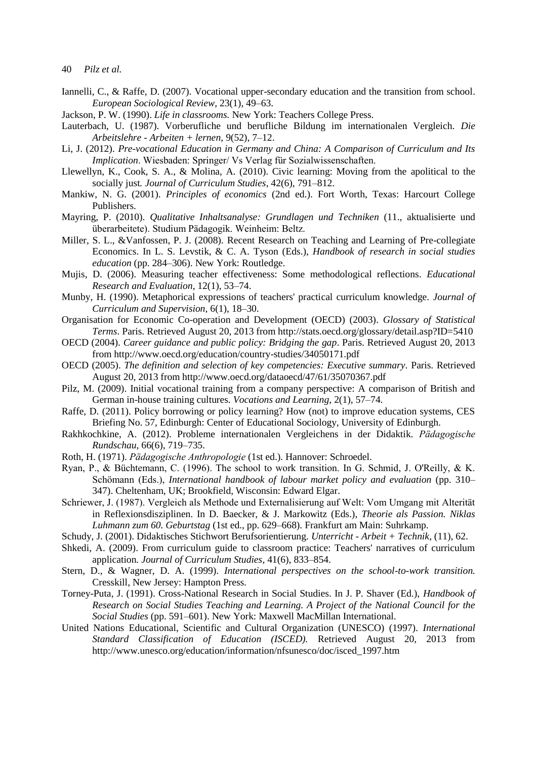Iannelli, C., & Raffe, D. (2007). Vocational upper-secondary education and the transition from school. *European Sociological Review*, 23(1), 49–63.

Jackson, P. W. (1990). *Life in classrooms.* New York: Teachers College Press.

Lauterbach, U. (1987). Vorberufliche und berufliche Bildung im internationalen Vergleich. *Die Arbeitslehre - Arbeiten + lernen*, 9(52), 7–12.

Li, J. (2012). *Pre-vocational Education in Germany and China: A Comparison of Curriculum and Its Implication*. Wiesbaden: Springer/ Vs Verlag für Sozialwissenschaften.

Llewellyn, K., Cook, S. A., & Molina, A. (2010). Civic learning: Moving from the apolitical to the socially just*. Journal of Curriculum Studies*, 42(6), 791–812.

Mankiw, N. G. (2001). *Principles of economics* (2nd ed.). Fort Worth, Texas: Harcourt College Publishers.

Mayring, P. (2010). *Qualitative Inhaltsanalyse: Grundlagen und Techniken* (11., aktualisierte und überarbeitete). Studium Pädagogik. Weinheim: Beltz.

Miller, S. L., &Vanfossen, P. J. (2008). Recent Research on Teaching and Learning of Pre-collegiate Economics. In L. S. Levstik, & C. A. Tyson (Eds.), *Handbook of research in social studies education* (pp. 284–306). New York: Routledge.

Mujis, D. (2006). Measuring teacher effectiveness: Some methodological reflections. *Educational Research and Evaluation*, 12(1), 53–74.

Munby, H. (1990). Metaphorical expressions of teachers' practical curriculum knowledge. *Journal of Curriculum and Supervision*, 6(1), 18–30.

Organisation for Economic Co-operation and Development (OECD) (2003). *Glossary of Statistical Terms*. Paris. Retrieved August 20, 2013 from http://stats.oecd.org/glossary/detail.asp?ID=5410

OECD (2004). *Career guidance and public policy: Bridging the gap*. Paris. Retrieved August 20, 2013 from http://www.oecd.org/education/country-studies/34050171.pdf

OECD (2005). *The definition and selection of key competencies: Executive summary*. Paris. Retrieved August 20, 2013 from http://www.oecd.org/dataoecd/47/61/35070367.pdf

Pilz, M. (2009). Initial vocational training from a company perspective: A comparison of British and German in-house training cultures. *Vocations and Learning*, 2(1), 57–74.

Raffe, D. (2011). Policy borrowing or policy learning? How (not) to improve education systems, CES Briefing No. 57, Edinburgh: Center of Educational Sociology, University of Edinburgh.

Rakhkochkine, A. (2012). Probleme internationalen Vergleichens in der Didaktik. *Pädagogische Rundschau*, 66(6), 719–735.

Roth, H. (1971). *Pädagogische Anthropologie* (1st ed.). Hannover: Schroedel.

Ryan, P., & Büchtemann, C. (1996). The school to work transition. In G. Schmid, J. O'Reilly, & K. Schömann (Eds.), *International handbook of labour market policy and evaluation* (pp. 310–347). Cheltenham, UK; Brookfield, Wisconsin: Edward Elgar.

Schriewer, J. (1987). Vergleich als Methode und Externalisierung auf Welt: Vom Umgang mit Alterität in Reflexionsdisziplinen. In D. Baecker, & J. Markowitz (Eds.), *Theorie als Passion. Niklas Luhmann zum 60. Geburtstag* (1st ed., pp. 629–668). Frankfurt am Main: Suhrkamp.

Schudy, J. (2001). Didaktisches Stichwort Berufsorientierung. *Unterricht - Arbeit + Technik*, (11), 62.

Shkedi, A. (2009). From curriculum guide to classroom practice: Teachers' narratives of curriculum application*. Journal of Curriculum Studies*, 41(6), 833–854.

Stern, D., & Wagner, D. A. (1999). *International perspectives on the school-to-work transition.* Cresskill, New Jersey: Hampton Press.

Torney-Puta, J. (1991). Cross-National Research in Social Studies. In J. P. Shaver (Ed.), *Handbook of Research on Social Studies Teaching and Learning. A Project of the National Council for the Social Studies* (pp. 591–601). New York: Maxwell MacMillan International.

United Nations Educational, Scientific and Cultural Organization (UNESCO) (1997). *International Standard Classification of Education (ISCED).* Retrieved August 20, 2013 from http://www.unesco.org/education/information/nfsunesco/doc/isced_1997.htm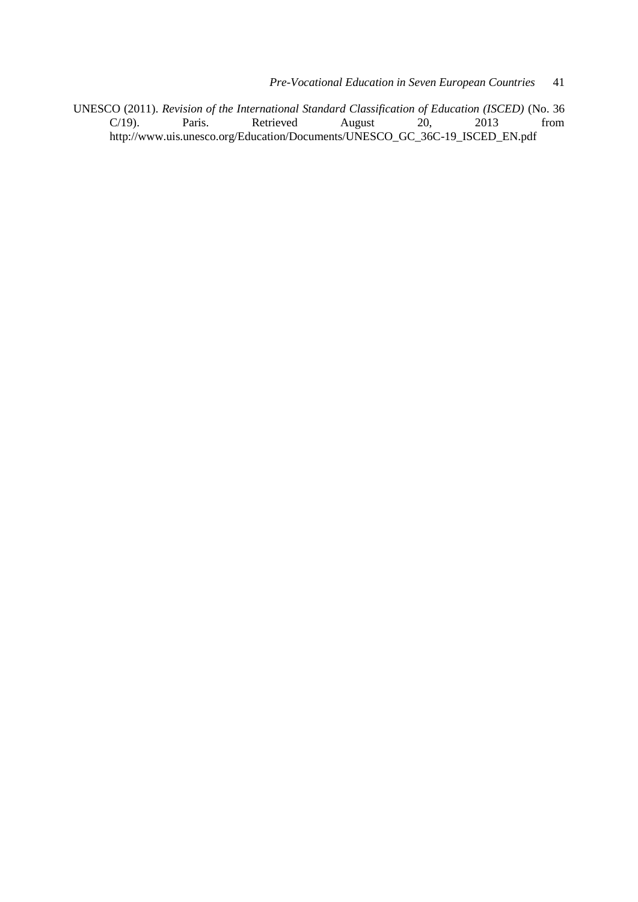UNESCO (2011). *Revision of the International Standard Classification of Education (ISCED)* (No. 36 C/19). Paris. Retrieved August 20, 2013 from http://www.uis.unesco.org/Education/Documents/UNESCO_GC_36C-19_ISCED_EN.pdf